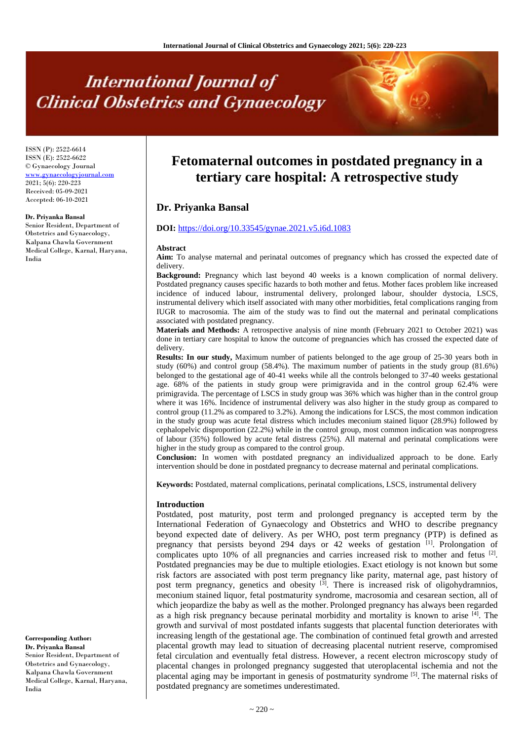# Fetomaternal outcomes in postdated pregnancy in a tertiary care hospital: A retrospective study

ISSN (P): 2522-6614
ISSN (E): 2522-6622
© Gynaecology Journal
www.gynaecologyjournal.com
2021; 5(6): 220-223
Received: 05-09-2021
Accepted: 06-10-2021

**Dr. Priyanka Bansal**
Senior Resident, Department of Obstetrics and Gynaecology, Kalpana Chawla Government Medical College, Karnal, Haryana, India

**Corresponding Author:**
**Dr. Priyanka Bansal**
Senior Resident, Department of Obstetrics and Gynaecology, Kalpana Chawla Government Medical College, Karnal, Haryana, India

## Dr. Priyanka Bansal

**DOI:** https://doi.org/10.33545/gynae.2021.v5.i6d.1083

### Abstract

**Aim:** To analyse maternal and perinatal outcomes of pregnancy which has crossed the expected date of delivery.

**Background:** Pregnancy which last beyond 40 weeks is a known complication of normal delivery. Postdated pregnancy causes specific hazards to both mother and fetus. Mother faces problem like increased incidence of induced labour, instrumental delivery, prolonged labour, shoulder dystocia, LSCS, instrumental delivery which itself associated with many other morbidities, fetal complications ranging from IUGR to macrosomia. The aim of the study was to find out the maternal and perinatal complications associated with postdated pregnancy.

**Materials and Methods:** A retrospective analysis of nine month (February 2021 to October 2021) was done in tertiary care hospital to know the outcome of pregnancies which has crossed the expected date of delivery.

**Results: In our study,** Maximum number of patients belonged to the age group of 25-30 years both in study (60%) and control group (58.4%). The maximum number of patients in the study group (81.6%) belonged to the gestational age of 40-41 weeks while all the controls belonged to 37-40 weeks gestational age. 68% of the patients in study group were primigravida and in the control group 62.4% were primigravida. The percentage of LSCS in study group was 36% which was higher than in the control group where it was 16%. Incidence of instrumental delivery was also higher in the study group as compared to control group (11.2% as compared to 3.2%). Among the indications for LSCS, the most common indication in the study group was acute fetal distress which includes meconium stained liquor (28.9%) followed by cephalopelvic disproportion (22.2%) while in the control group, most common indication was nonprogress of labour (35%) followed by acute fetal distress (25%). All maternal and perinatal complications were higher in the study group as compared to the control group.

**Conclusion:** In women with postdated pregnancy an individualized approach to be done. Early intervention should be done in postdated pregnancy to decrease maternal and perinatal complications.

**Keywords:** Postdated, maternal complications, perinatal complications, LSCS, instrumental delivery

### Introduction

Postdated, post maturity, post term and prolonged pregnancy is accepted term by the International Federation of Gynaecology and Obstetrics and WHO to describe pregnancy beyond expected date of delivery. As per WHO, post term pregnancy (PTP) is defined as pregnancy that persists beyond 294 days or 42 weeks of gestation [1]. Prolongation of complicates upto 10% of all pregnancies and carries increased risk to mother and fetus [2]. Postdated pregnancies may be due to multiple etiologies. Exact etiology is not known but some risk factors are associated with post term pregnancy like parity, maternal age, past history of post term pregnancy, genetics and obesity [3]. There is increased risk of oligohydramnios, meconium stained liquor, fetal postmaturity syndrome, macrosomia and cesarean section, all of which jeopardize the baby as well as the mother. Prolonged pregnancy has always been regarded as a high risk pregnancy because perinatal morbidity and mortality is known to arise [4]. The growth and survival of most postdated infants suggests that placental function deteriorates with increasing length of the gestational age. The combination of continued fetal growth and arrested placental growth may lead to situation of decreasing placental nutrient reserve, compromised fetal circulation and eventually fetal distress. However, a recent electron microscopy study of placental changes in prolonged pregnancy suggested that uteroplacental ischemia and not the placental aging may be important in genesis of postmaturity syndrome [5]. The maternal risks of postdated pregnancy are sometimes underestimated.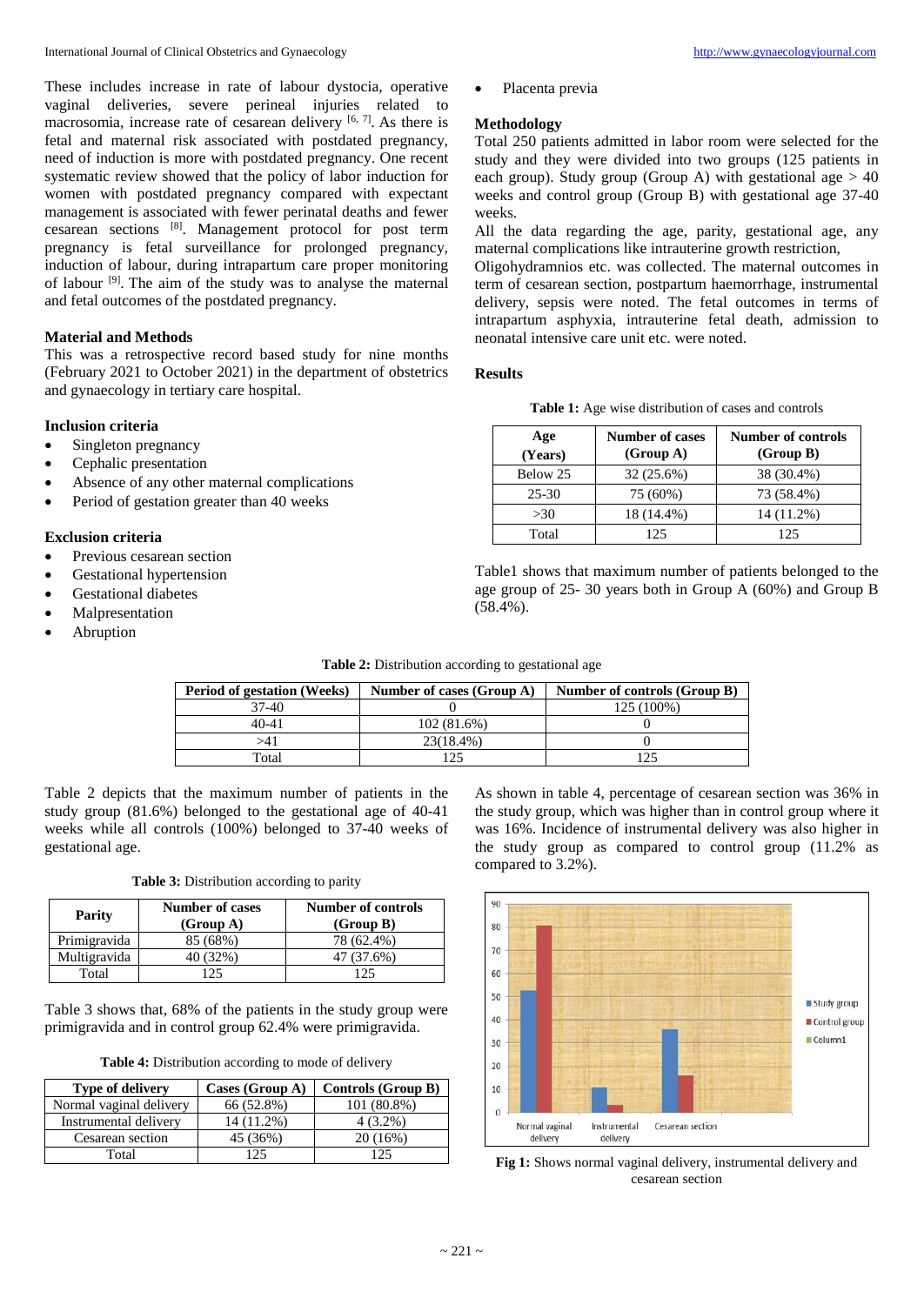These includes increase in rate of labour dystocia, operative vaginal deliveries, severe perineal injuries related to macrosomia, increase rate of cesarean delivery [6, 7]. As there is fetal and maternal risk associated with postdated pregnancy, need of induction is more with postdated pregnancy. One recent systematic review showed that the policy of labor induction for women with postdated pregnancy compared with expectant management is associated with fewer perinatal deaths and fewer cesarean sections [8]. Management protocol for post term pregnancy is fetal surveillance for prolonged pregnancy, induction of labour, during intrapartum care proper monitoring of labour [9]. The aim of the study was to analyse the maternal and fetal outcomes of the postdated pregnancy.

### Material and Methods

This was a retrospective record based study for nine months (February 2021 to October 2021) in the department of obstetrics and gynaecology in tertiary care hospital.

### Inclusion criteria

- Singleton pregnancy
- Cephalic presentation
- Absence of any other maternal complications
- Period of gestation greater than 40 weeks

### Exclusion criteria

- Previous cesarean section
- Gestational hypertension
- Gestational diabetes
- Malpresentation
- Abruption
- Placenta previa

### Methodology

Total 250 patients admitted in labor room were selected for the study and they were divided into two groups (125 patients in each group). Study group (Group A) with gestational age > 40 weeks and control group (Group B) with gestational age 37-40 weeks.

All the data regarding the age, parity, gestational age, any maternal complications like intrauterine growth restriction, Oligohydramnios etc. was collected. The maternal outcomes in term of cesarean section, postpartum haemorrhage, instrumental delivery, sepsis were noted. The fetal outcomes in terms of intrapartum asphyxia, intrauterine fetal death, admission to neonatal intensive care unit etc. were noted.

### Results

**Table 1:** Age wise distribution of cases and controls

| Age (Years) | Number of cases (Group A) | Number of controls (Group B) |
|---|---|---|
| Below 25 | 32 (25.6%) | 38 (30.4%) |
| 25-30 | 75 (60%) | 73 (58.4%) |
| >30 | 18 (14.4%) | 14 (11.2%) |
| Total | 125 | 125 |

Table1 shows that maximum number of patients belonged to the age group of 25- 30 years both in Group A (60%) and Group B (58.4%).

**Table 2:** Distribution according to gestational age

| Period of gestation (Weeks) | Number of cases (Group A) | Number of controls (Group B) |
|---|---|---|
| 37-40 | 0 | 125 (100%) |
| 40-41 | 102 (81.6%) | 0 |
| >41 | 23(18.4%) | 0 |
| Total | 125 | 125 |

Table 2 depicts that the maximum number of patients in the study group (81.6%) belonged to the gestational age of 40-41 weeks while all controls (100%) belonged to 37-40 weeks of gestational age.

**Table 3:** Distribution according to parity

| Parity | Number of cases (Group A) | Number of controls (Group B) |
|---|---|---|
| Primigravida | 85 (68%) | 78 (62.4%) |
| Multigravida | 40 (32%) | 47 (37.6%) |
| Total | 125 | 125 |

Table 3 shows that, 68% of the patients in the study group were primigravida and in control group 62.4% were primigravida.

**Table 4:** Distribution according to mode of delivery

| Type of delivery | Cases (Group A) | Controls (Group B) |
|---|---|---|
| Normal vaginal delivery | 66 (52.8%) | 101 (80.8%) |
| Instrumental delivery | 14 (11.2%) | 4 (3.2%) |
| Cesarean section | 45 (36%) | 20 (16%) |
| Total | 125 | 125 |

As shown in table 4, percentage of cesarean section was 36% in the study group, which was higher than in control group where it was 16%. Incidence of instrumental delivery was also higher in the study group as compared to control group (11.2% as compared to 3.2%).

**Fig 1:** Shows normal vaginal delivery, instrumental delivery and cesarean section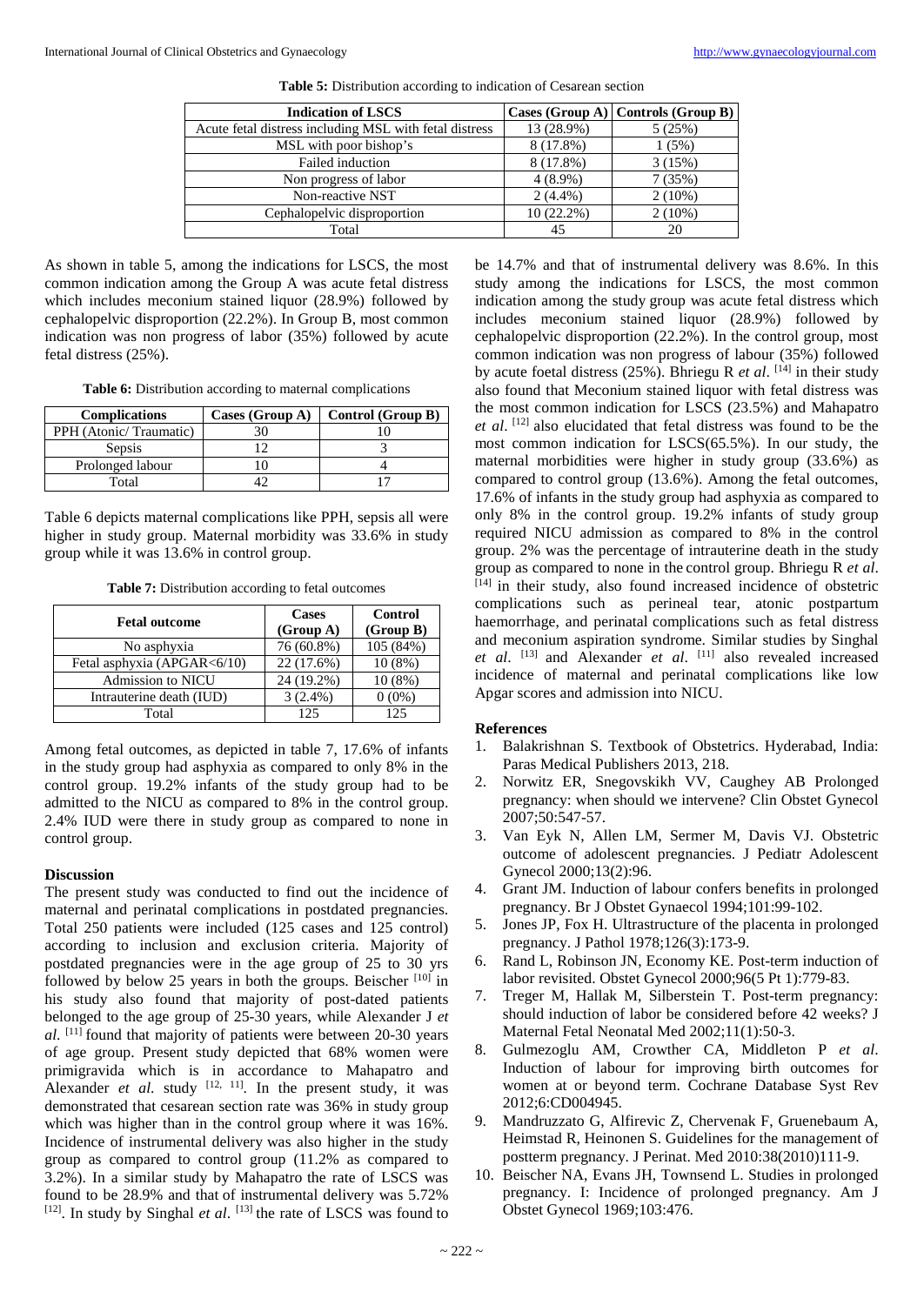**Table 5:** Distribution according to indication of Cesarean section

| Indication of LSCS | Cases (Group A) | Controls (Group B) |
| --- | --- | --- |
| Acute fetal distress including MSL with fetal distress | 13 (28.9%) | 5 (25%) |
| MSL with poor bishop's | 8 (17.8%) | 1 (5%) |
| Failed induction | 8 (17.8%) | 3 (15%) |
| Non progress of labor | 4 (8.9%) | 7 (35%) |
| Non-reactive NST | 2 (4.4%) | 2 (10%) |
| Cephalopelvic disproportion | 10 (22.2%) | 2 (10%) |
| Total | 45 | 20 |

As shown in table 5, among the indications for LSCS, the most common indication among the Group A was acute fetal distress which includes meconium stained liquor (28.9%) followed by cephalopelvic disproportion (22.2%). In Group B, most common indication was non progress of labor (35%) followed by acute fetal distress (25%).

**Table 6:** Distribution according to maternal complications

| Complications | Cases (Group A) | Control (Group B) |
| --- | --- | --- |
| PPH (Atonic/ Traumatic) | 30 | 10 |
| Sepsis | 12 | 3 |
| Prolonged labour | 10 | 4 |
| Total | 42 | 17 |

Table 6 depicts maternal complications like PPH, sepsis all were higher in study group. Maternal morbidity was 33.6% in study group while it was 13.6% in control group.

**Table 7:** Distribution according to fetal outcomes

| Fetal outcome | Cases (Group A) | Control (Group B) |
| --- | --- | --- |
| No asphyxia | 76 (60.8%) | 105 (84%) |
| Fetal asphyxia (APGAR<6/10) | 22 (17.6%) | 10 (8%) |
| Admission to NICU | 24 (19.2%) | 10 (8%) |
| Intrauterine death (IUD) | 3 (2.4%) | 0 (0%) |
| Total | 125 | 125 |

Among fetal outcomes, as depicted in table 7, 17.6% of infants in the study group had asphyxia as compared to only 8% in the control group. 19.2% infants of the study group had to be admitted to the NICU as compared to 8% in the control group. 2.4% IUD were there in study group as compared to none in control group.

## Discussion

The present study was conducted to find out the incidence of maternal and perinatal complications in postdated pregnancies. Total 250 patients were included (125 cases and 125 control) according to inclusion and exclusion criteria. Majority of postdated pregnancies were in the age group of 25 to 30 yrs followed by below 25 years in both the groups. Beischer [10] in his study also found that majority of post-dated patients belonged to the age group of 25-30 years, while Alexander J *et al*. [11] found that majority of patients were between 20-30 years of age group. Present study depicted that 68% women were primigravida which is in accordance to Mahapatro and Alexander *et al*. study [12, 11]. In the present study, it was demonstrated that cesarean section rate was 36% in study group which was higher than in the control group where it was 16%. Incidence of instrumental delivery was also higher in the study group as compared to control group (11.2% as compared to 3.2%). In a similar study by Mahapatro the rate of LSCS was found to be 28.9% and that of instrumental delivery was 5.72% [12]. In study by Singhal *et al*. [13] the rate of LSCS was found to be 14.7% and that of instrumental delivery was 8.6%. In this study among the indications for LSCS, the most common indication among the study group was acute fetal distress which includes meconium stained liquor (28.9%) followed by cephalopelvic disproportion (22.2%). In the control group, most common indication was non progress of labour (35%) followed by acute foetal distress (25%). Bhriegu R *et al*. [14] in their study also found that Meconium stained liquor with fetal distress was the most common indication for LSCS (23.5%) and Mahapatro *et al*. [12] also elucidated that fetal distress was found to be the most common indication for LSCS(65.5%). In our study, the maternal morbidities were higher in study group (33.6%) as compared to control group (13.6%). Among the fetal outcomes, 17.6% of infants in the study group had asphyxia as compared to only 8% in the control group. 19.2% infants of study group required NICU admission as compared to 8% in the control group. 2% was the percentage of intrauterine death in the study group as compared to none in the control group. Bhriegu R *et al*. [14] in their study, also found increased incidence of obstetric complications such as perineal tear, atonic postpartum haemorrhage, and perinatal complications such as fetal distress and meconium aspiration syndrome. Similar studies by Singhal *et al*. [13] and Alexander *et al*. [11] also revealed increased incidence of maternal and perinatal complications like low Apgar scores and admission into NICU.

## References

1. Balakrishnan S. Textbook of Obstetrics. Hyderabad, India: Paras Medical Publishers 2013, 218.
2. Norwitz ER, Snegovskikh VV, Caughey AB Prolonged pregnancy: when should we intervene? Clin Obstet Gynecol 2007;50:547-57.
3. Van Eyk N, Allen LM, Sermer M, Davis VJ. Obstetric outcome of adolescent pregnancies. J Pediatr Adolescent Gynecol 2000;13(2):96.
4. Grant JM. Induction of labour confers benefits in prolonged pregnancy. Br J Obstet Gynaecol 1994;101:99-102.
5. Jones JP, Fox H. Ultrastructure of the placenta in prolonged pregnancy. J Pathol 1978;126(3):173-9.
6. Rand L, Robinson JN, Economy KE. Post-term induction of labor revisited. Obstet Gynecol 2000;96(5 Pt 1):779-83.
7. Treger M, Hallak M, Silberstein T. Post-term pregnancy: should induction of labor be considered before 42 weeks? J Maternal Fetal Neonatal Med 2002;11(1):50-3.
8. Gulmezoglu AM, Crowther CA, Middleton P *et al*. Induction of labour for improving birth outcomes for women at or beyond term. Cochrane Database Syst Rev 2012;6:CD004945.
9. Mandruzzato G, Alfirevic Z, Chervenak F, Gruenebaum A, Heimstad R, Heinonen S. Guidelines for the management of postterm pregnancy. J Perinat. Med 2010:38(2010)111-9.
10. Beischer NA, Evans JH, Townsend L. Studies in prolonged pregnancy. I: Incidence of prolonged pregnancy. Am J Obstet Gynecol 1969;103:476.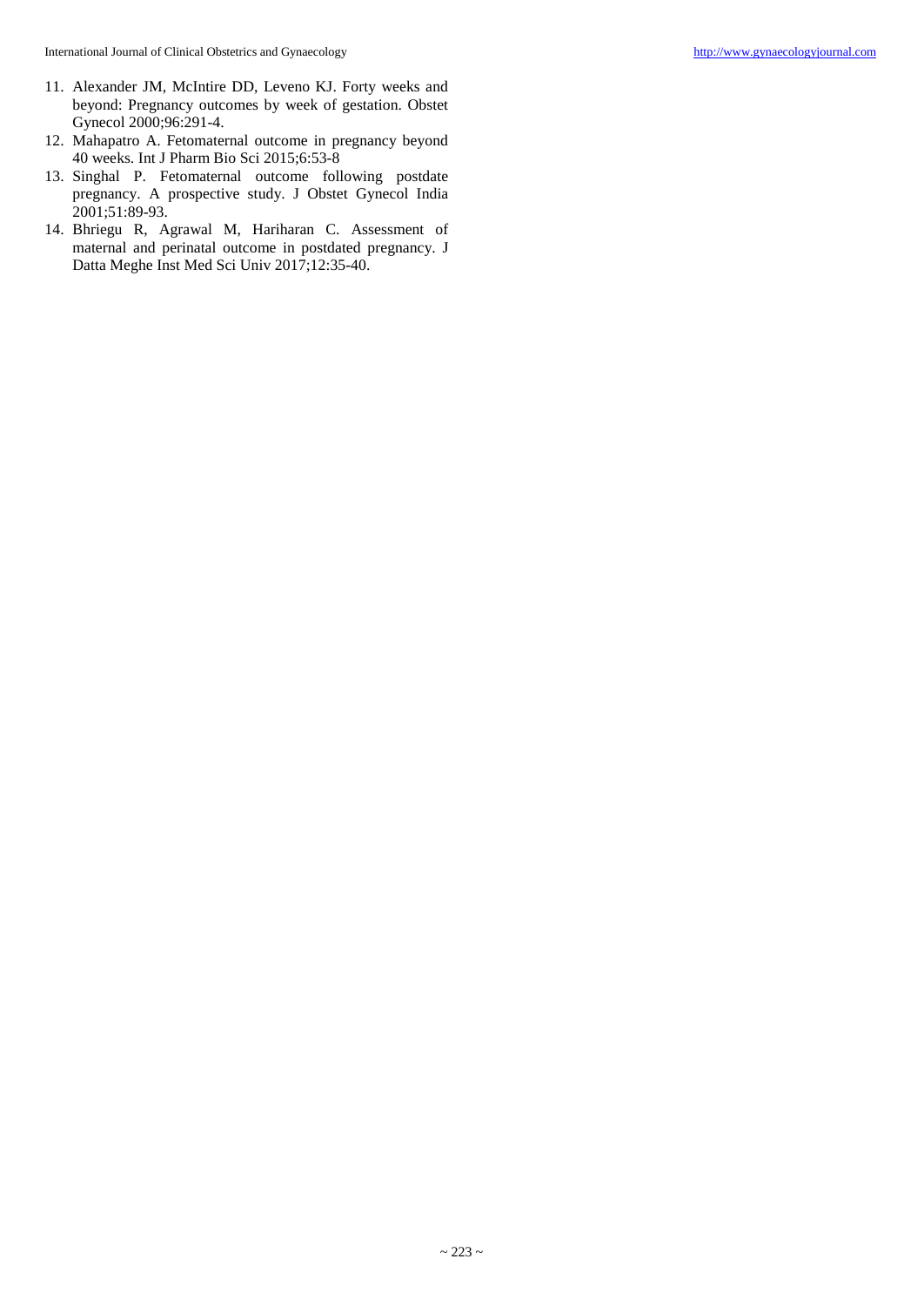11. Alexander JM, McIntire DD, Leveno KJ. Forty weeks and beyond: Pregnancy outcomes by week of gestation. Obstet Gynecol 2000;96:291-4.
12. Mahapatro A. Fetomaternal outcome in pregnancy beyond 40 weeks. Int J Pharm Bio Sci 2015;6:53-8
13. Singhal P. Fetomaternal outcome following postdate pregnancy. A prospective study. J Obstet Gynecol India 2001;51:89-93.
14. Bhriegu R, Agrawal M, Hariharan C. Assessment of maternal and perinatal outcome in postdated pregnancy. J Datta Meghe Inst Med Sci Univ 2017;12:35-40.